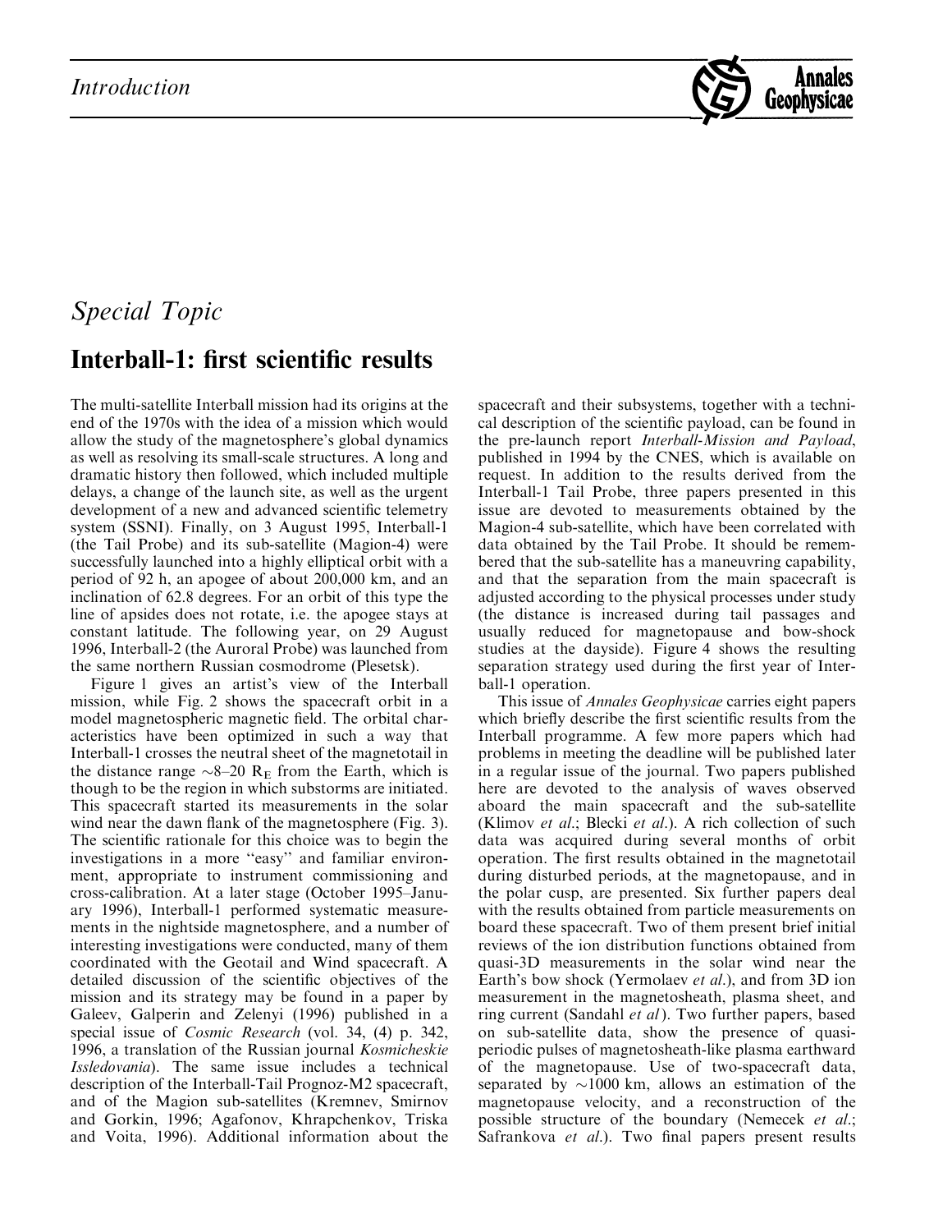*Introduction*

# *Special Topic*

# Interball-1: first scientific results

The multi-satellite Interball mission had its origins at the end of the 1970s with the idea of a mission which would allow the study of the magnetosphere's global dynamics as well as resolving its small-scale structures. A long and dramatic history then followed, which included multiple delays, a change of the launch site, as well as the urgent development of a new and advanced scientific telemetry system (SSNI). Finally, on 3 August 1995, Interball-1 (the Tail Probe) and its sub-satellite (Magion-4) were successfully launched into a highly elliptical orbit with a period of 92 h, an apogee of about 200,000 km, and an inclination of 62.8 degrees. For an orbit of this type the line of apsides does not rotate, i.e. the apogee stays at constant latitude. The following year, on 29 August 1996, Interball-2 (the Auroral Probe) was launched from the same northern Russian cosmodrome (Plesetsk).

Figure 1 gives an artist's view of the Interball mission, while Fig. 2 shows the spacecraft orbit in a model magnetospheric magnetic field. The orbital characteristics have been optimized in such a way that Interball-1 crosses the neutral sheet of the magnetotail in the distance range ~8–20 $R_E$ from the Earth, which is though to be the region in which substorms are initiated. This spacecraft started its measurements in the solar wind near the dawn flank of the magnetosphere (Fig. 3). The scientific rationale for this choice was to begin the investigations in a more "easy" and familiar environment, appropriate to instrument commissioning and cross-calibration. At a later stage (October 1995–January 1996), Interball-1 performed systematic measurements in the nightside magnetosphere, and a number of interesting investigations were conducted, many of them coordinated with the Geotail and Wind spacecraft. A detailed discussion of the scientific objectives of the mission and its strategy may be found in a paper by Galeev, Galperin and Zelenyi (1996) published in a special issue of *Cosmic Research* (vol. 34, (4) p. 342, 1996, a translation of the Russian journal *Kosmicheskie Issledovania*). The same issue includes a technical description of the Interball-Tail Prognoz-M2 spacecraft, and of the Magion sub-satellites (Kremnev, Smirnov and Gorkin, 1996; Agafonov, Khrapchenkov, Triska and Voita, 1996). Additional information about the spacecraft and their subsystems, together with a technical description of the scientific payload, can be found in the pre-launch report *Interball-Mission and Payload*, published in 1994 by the CNES, which is available on request. In addition to the results derived from the Interball-1 Tail Probe, three papers presented in this issue are devoted to measurements obtained by the Magion-4 sub-satellite, which have been correlated with data obtained by the Tail Probe. It should be remembered that the sub-satellite has a maneuvring capability, and that the separation from the main spacecraft is adjusted according to the physical processes under study (the distance is increased during tail passages and usually reduced for magnetopause and bow-shock studies at the dayside). Figure 4 shows the resulting separation strategy used during the first year of Interball-1 operation.

This issue of *Annales Geophysicae* carries eight papers which briefly describe the first scientific results from the Interball programme. A few more papers which had problems in meeting the deadline will be published later in a regular issue of the journal. Two papers published here are devoted to the analysis of waves observed aboard the main spacecraft and the sub-satellite (Klimov *et al*.; Blecki *et al*.). A rich collection of such data was acquired during several months of orbit operation. The first results obtained in the magnetotail during disturbed periods, at the magnetopause, and in the polar cusp, are presented. Six further papers deal with the results obtained from particle measurements on board these spacecraft. Two of them present brief initial reviews of the ion distribution functions obtained from quasi-3D measurements in the solar wind near the Earth's bow shock (Yermolaev *et al*.), and from 3D ion measurement in the magnetosheath, plasma sheet, and ring current (Sandahl *et al*). Two further papers, based on sub-satellite data, show the presence of quasi-periodic pulses of magnetosheath-like plasma earthward of the magnetopause. Use of two-spacecraft data, separated by ~1000 km, allows an estimation of the magnetopause velocity, and a reconstruction of the possible structure of the boundary (Nemecek *et al*.; Safrankova *et al*.). Two final papers present results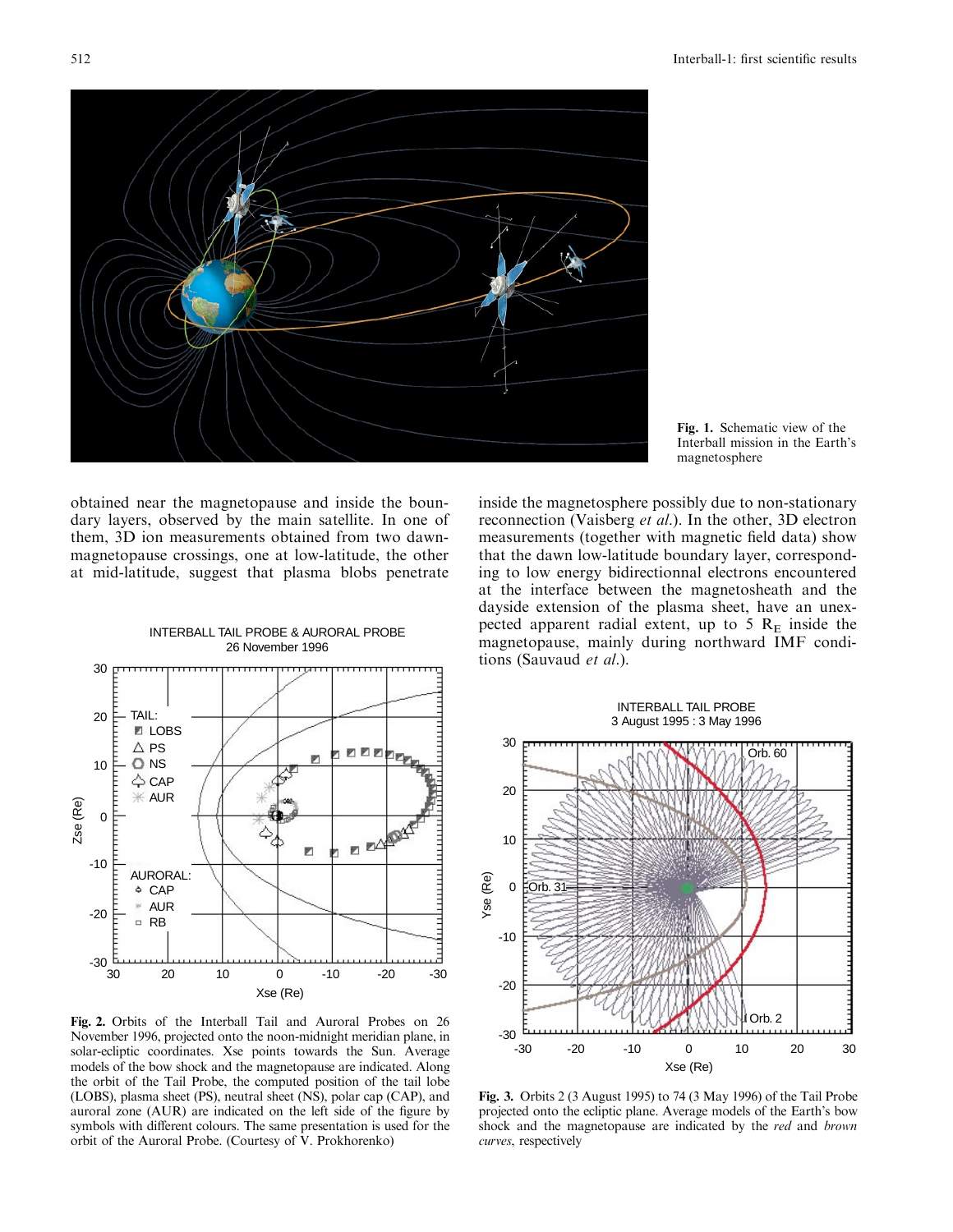Fig. 1. Schematic view of the Interball mission in the Earth's magnetosphere

obtained near the magnetopause and inside the boundary layers, observed by the main satellite. In one of them, 3D ion measurements obtained from two dawn-magnetopause crossings, one at low-latitude, the other at mid-latitude, suggest that plasma blobs penetrate inside the magnetosphere possibly due to non-stationary reconnection (Vaisberg *et al.*). In the other, 3D electron measurements (together with magnetic field data) show that the dawn low-latitude boundary layer, corresponding to low energy bidirectionnal electrons encountered at the interface between the magnetosheath and the dayside extension of the plasma sheet, have an unexpected apparent radial extent, up to 5 $R_E$ inside the magnetopause, mainly during northward IMF conditions (Sauvaud *et al.*).

INTERBALL TAIL PROBE & AURORAL PROBE
26 November 1996

TAIL:
LOBS
PS
NS
CAP
AUR

AURORAL:
CAP
AUR
RB

Zse (Re)
Xse (Re)

Fig. 2. Orbits of the Interball Tail and Auroral Probes on 26 November 1996, projected onto the noon-midnight meridian plane, in solar-ecliptic coordinates. Xse points towards the Sun. Average models of the bow shock and the magnetopause are indicated. Along the orbit of the Tail Probe, the computed position of the tail lobe (LOBS), plasma sheet (PS), neutral sheet (NS), polar cap (CAP), and auroral zone (AUR) are indicated on the left side of the figure by symbols with different colours. The same presentation is used for the orbit of the Auroral Probe. (Courtesy of V. Prokhorenko)

INTERBALL TAIL PROBE
3 August 1995 : 3 May 1996

Orb. 60
Orb. 31
Orb. 2

Yse (Re)
Xse (Re)

Fig. 3. Orbits 2 (3 August 1995) to 74 (3 May 1996) of the Tail Probe projected onto the ecliptic plane. Average models of the Earth's bow shock and the magnetopause are indicated by the *red* and *brown curves*, respectively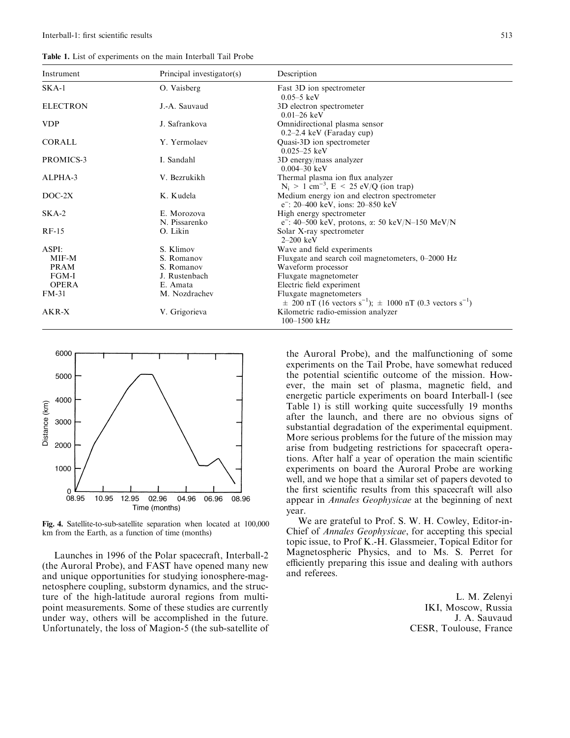**Table 1.** List of experiments on the main Interball Tail Probe

| Instrument | Principal investigator(s) | Description |
|---|---|---|
| SKA-1 | O. Vaisberg | Fast 3D ion spectrometer<br>0.05–5 keV |
| ELECTRON | J.-A. Sauvaud | 3D electron spectrometer<br>0.01–26 keV |
| VDP | J. Safrankova | Omnidirectional plasma sensor<br>0.2–2.4 keV (Faraday cup) |
| CORALL | Y. Yermolaev | Quasi-3D ion spectrometer<br>0.025–25 keV |
| PROMICS-3 | I. Sandahl | 3D energy/mass analyzer<br>0.004–30 keV |
| ALPHA-3 | V. Bezrukikh | Thermal plasma ion flux analyzer<br>$N_i > 1$ cm$^{-3}$, $E < 25$ eV/Q (ion trap) |
| DOC-2X | K. Kudela | Medium energy ion and electron spectrometer<br>$e^-$: 20–400 keV, ions: 20–850 keV |
| SKA-2 | E. Morozova<br>N. Pissarenko | High energy spectrometer<br>$e^-$: 40–500 keV, protons, $\alpha$: 50 keV/N–150 MeV/N |
| RF-15 | O. Likin | Solar X-ray spectrometer<br>2–200 keV |
| ASPI: | S. Klimov | Wave and field experiments |
| MIF-M | S. Romanov | Fluxgate and search coil magnetometers, 0–2000 Hz |
| PRAM | S. Romanov | Waveform processor |
| FGM-I | J. Rustenbach | Fluxgate magnetometer |
| OPERA | E. Amata | Electric field experiment |
| FM-31 | M. Nozdrachev | Fluxgate magnetometers<br>$\pm$ 200 nT (16 vectors s$^{-1}$); $\pm$ 1000 nT (0.3 vectors s$^{-1}$) |
| AKR-X | V. Grigorieva | Kilometric radio-emission analyzer<br>100–1500 kHz |

6000
5000
4000
3000
2000
1000
0
Distance (km)
08.95 10.95 12.95 02.96 04.96 06.96 08.96
Time (months)

**Fig. 4.** Satellite-to-sub-satellite separation when located at 100,000 km from the Earth, as a function of time (months)

Launches in 1996 of the Polar spacecraft, Interball-2 (the Auroral Probe), and FAST have opened many new and unique opportunities for studying ionosphere-magnetosphere coupling, substorm dynamics, and the structure of the high-latitude auroral regions from multipoint measurements. Some of these studies are currently under way, others will be accomplished in the future. Unfortunately, the loss of Magion-5 (the sub-satellite of the Auroral Probe), and the malfunctioning of some experiments on the Tail Probe, have somewhat reduced the potential scientific outcome of the mission. However, the main set of plasma, magnetic field, and energetic particle experiments on board Interball-1 (see Table 1) is still working quite successfully 19 months after the launch, and there are no obvious signs of substantial degradation of the experimental equipment. More serious problems for the future of the mission may arise from budgeting restrictions for spacecraft operations. After half a year of operation the main scientific experiments on board the Auroral Probe are working well, and we hope that a similar set of papers devoted to the first scientific results from this spacecraft will also appear in *Annales Geophysicae* at the beginning of next year.

We are grateful to Prof. S. W. H. Cowley, Editor-in-Chief of *Annales Geophysicae*, for accepting this special topic issue, to Prof K.-H. Glassmeier, Topical Editor for Magnetospheric Physics, and to Ms. S. Perret for efficiently preparing this issue and dealing with authors and referees.

L. M. Zelenyi
IKI, Moscow, Russia
J. A. Sauvaud
CESR, Toulouse, France